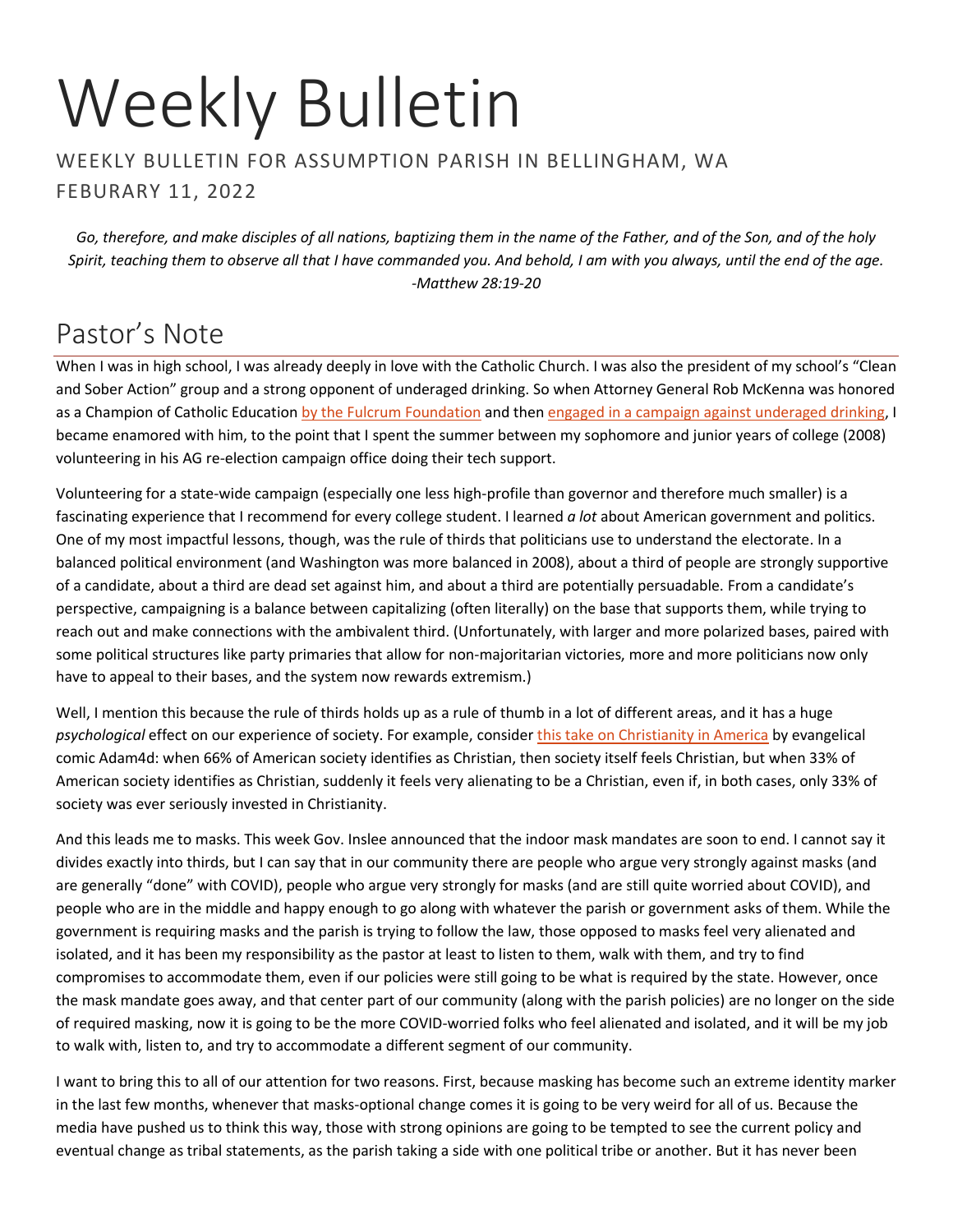# Weekly Bulletin

WEEKLY BULLETIN FOR ASSUMPTION PARISH IN BELLINGHAM, WA

FEBURARY 11, 2022

*Go, therefore, and make disciples of all nations, baptizing them in the name of the Father, and of the Son, and of the holy Spirit, teaching them to observe all that I have commanded you. And behold, I am with you always, until the end of the age. -Matthew 28:19-20*

## Pastor's Note

When I was in high school, I was already deeply in love with the Catholic Church. I was also the president of my school's "Clean and Sober Action" group and a strong opponent of underaged drinking. So when Attorney General Rob McKenna was honored as a Champion of Catholic Education by the Fulcrum Foundation and then engaged in a campaign against underaged drinking, I became enamored with him, to the point that I spent the summer between my sophomore and junior years of college (2008) volunteering in his AG re-election campaign office doing their tech support.

Volunteering for a state-wide campaign (especially one less high-profile than governor and therefore much smaller) is a fascinating experience that I recommend for every college student. I learned *a lot* about American government and politics. One of my most impactful lessons, though, was the rule of thirds that politicians use to understand the electorate. In a balanced political environment (and Washington was more balanced in 2008), about a third of people are strongly supportive of a candidate, about a third are dead set against him, and about a third are potentially persuadable. From a candidate's perspective, campaigning is a balance between capitalizing (often literally) on the base that supports them, while trying to reach out and make connections with the ambivalent third. (Unfortunately, with larger and more polarized bases, paired with some political structures like party primaries that allow for non-majoritarian victories, more and more politicians now only have to appeal to their bases, and the system now rewards extremism.)

Well, I mention this because the rule of thirds holds up as a rule of thumb in a lot of different areas, and it has a huge *psychological* effect on our experience of society. For example, consider this take on Christianity in America by evangelical comic Adam4d: when 66% of American society identifies as Christian, then society itself feels Christian, but when 33% of American society identifies as Christian, suddenly it feels very alienating to be a Christian, even if, in both cases, only 33% of society was ever seriously invested in Christianity.

And this leads me to masks. This week Gov. Inslee announced that the indoor mask mandates are soon to end. I cannot say it divides exactly into thirds, but I can say that in our community there are people who argue very strongly against masks (and are generally "done" with COVID), people who argue very strongly for masks (and are still quite worried about COVID), and people who are in the middle and happy enough to go along with whatever the parish or government asks of them. While the government is requiring masks and the parish is trying to follow the law, those opposed to masks feel very alienated and isolated, and it has been my responsibility as the pastor at least to listen to them, walk with them, and try to find compromises to accommodate them, even if our policies were still going to be what is required by the state. However, once the mask mandate goes away, and that center part of our community (along with the parish policies) are no longer on the side of required masking, now it is going to be the more COVID-worried folks who feel alienated and isolated, and it will be my job to walk with, listen to, and try to accommodate a different segment of our community.

I want to bring this to all of our attention for two reasons. First, because masking has become such an extreme identity marker in the last few months, whenever that masks-optional change comes it is going to be very weird for all of us. Because the media have pushed us to think this way, those with strong opinions are going to be tempted to see the current policy and eventual change as tribal statements, as the parish taking a side with one political tribe or another. But it has never been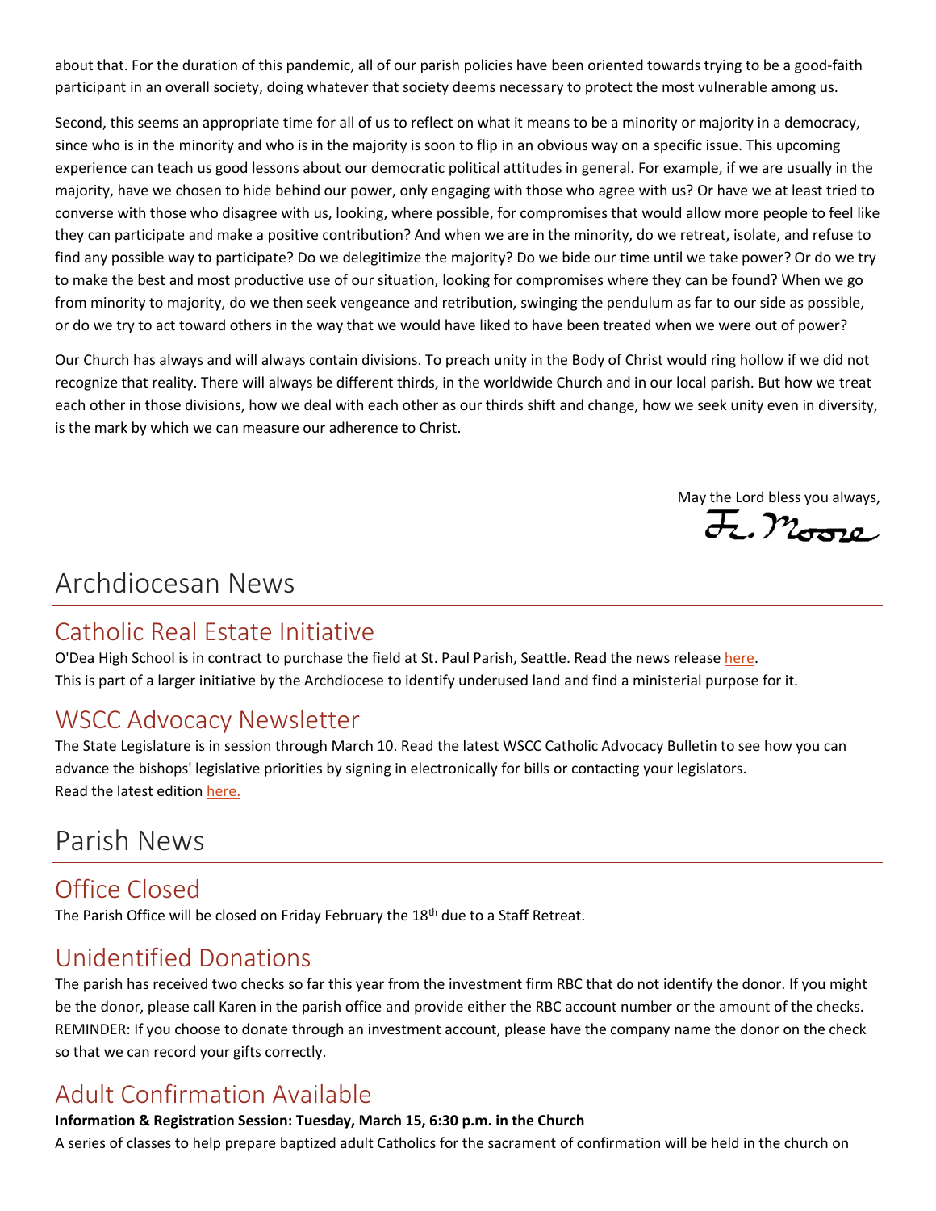about that. For the duration of this pandemic, all of our parish policies have been oriented towards trying to be a good-faith participant in an overall society, doing whatever that society deems necessary to protect the most vulnerable among us.

Second, this seems an appropriate time for all of us to reflect on what it means to be a minority or majority in a democracy, since who is in the minority and who is in the majority is soon to flip in an obvious way on a specific issue. This upcoming experience can teach us good lessons about our democratic political attitudes in general. For example, if we are usually in the majority, have we chosen to hide behind our power, only engaging with those who agree with us? Or have we at least tried to converse with those who disagree with us, looking, where possible, for compromises that would allow more people to feel like they can participate and make a positive contribution? And when we are in the minority, do we retreat, isolate, and refuse to find any possible way to participate? Do we delegitimize the majority? Do we bide our time until we take power? Or do we try to make the best and most productive use of our situation, looking for compromises where they can be found? When we go from minority to majority, do we then seek vengeance and retribution, swinging the pendulum as far to our side as possible, or do we try to act toward others in the way that we would have liked to have been treated when we were out of power?

Our Church has always and will always contain divisions. To preach unity in the Body of Christ would ring hollow if we did not recognize that reality. There will always be different thirds, in the worldwide Church and in our local parish. But how we treat each other in those divisions, how we deal with each other as our thirds shift and change, how we seek unity even in diversity, is the mark by which we can measure our adherence to Christ.

May the Lord bless you always,

Fr. Moore

# Archdiocesan News

## Catholic Real Estate Initiative

O'Dea High School is in contract to purchase the field at St. Paul Parish, Seattle. Read the news release here.
This is part of a larger initiative by the Archdiocese to identify underused land and find a ministerial purpose for it.

## WSCC Advocacy Newsletter

The State Legislature is in session through March 10. Read the latest WSCC Catholic Advocacy Bulletin to see how you can advance the bishops' legislative priorities by signing in electronically for bills or contacting your legislators.
Read the latest edition here.

# Parish News

## Office Closed

The Parish Office will be closed on Friday February the 18th due to a Staff Retreat.

## Unidentified Donations

The parish has received two checks so far this year from the investment firm RBC that do not identify the donor. If you might be the donor, please call Karen in the parish office and provide either the RBC account number or the amount of the checks. REMINDER: If you choose to donate through an investment account, please have the company name the donor on the check so that we can record your gifts correctly.

## Adult Confirmation Available

**Information & Registration Session: Tuesday, March 15, 6:30 p.m. in the Church**

A series of classes to help prepare baptized adult Catholics for the sacrament of confirmation will be held in the church on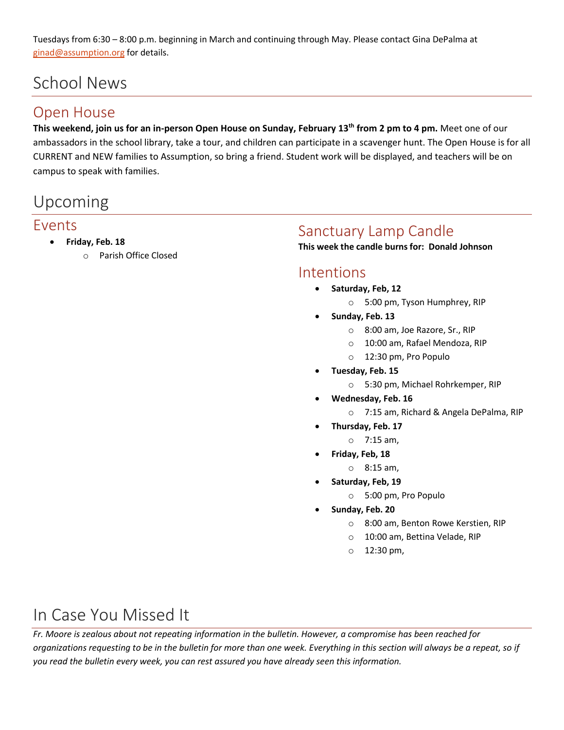Tuesdays from 6:30 – 8:00 p.m. beginning in March and continuing through May. Please contact Gina DePalma at ginad@assumption.org for details.

# School News

## Open House

**This weekend, join us for an in-person Open House on Sunday, February 13th from 2 pm to 4 pm.** Meet one of our ambassadors in the school library, take a tour, and children can participate in a scavenger hunt. The Open House is for all CURRENT and NEW families to Assumption, so bring a friend. Student work will be displayed, and teachers will be on campus to speak with families.

# Upcoming

## Events

- **Friday, Feb. 18**
  - Parish Office Closed

## Sanctuary Lamp Candle

**This week the candle burns for: Donald Johnson**

## Intentions

- **Saturday, Feb, 12**
  - 5:00 pm, Tyson Humphrey, RIP
- **Sunday, Feb. 13**
  - 8:00 am, Joe Razore, Sr., RIP
  - 10:00 am, Rafael Mendoza, RIP
  - 12:30 pm, Pro Populo
- **Tuesday, Feb. 15**
  - 5:30 pm, Michael Rohrkemper, RIP
- **Wednesday, Feb. 16**
  - 7:15 am, Richard & Angela DePalma, RIP
- **Thursday, Feb. 17**
  - 7:15 am,
- **Friday, Feb, 18**
  - 8:15 am,
- **Saturday, Feb, 19**
  - 5:00 pm, Pro Populo
- **Sunday, Feb. 20**
  - 8:00 am, Benton Rowe Kerstien, RIP
  - 10:00 am, Bettina Velade, RIP
  - 12:30 pm,

# In Case You Missed It

*Fr. Moore is zealous about not repeating information in the bulletin. However, a compromise has been reached for organizations requesting to be in the bulletin for more than one week. Everything in this section will always be a repeat, so if you read the bulletin every week, you can rest assured you have already seen this information.*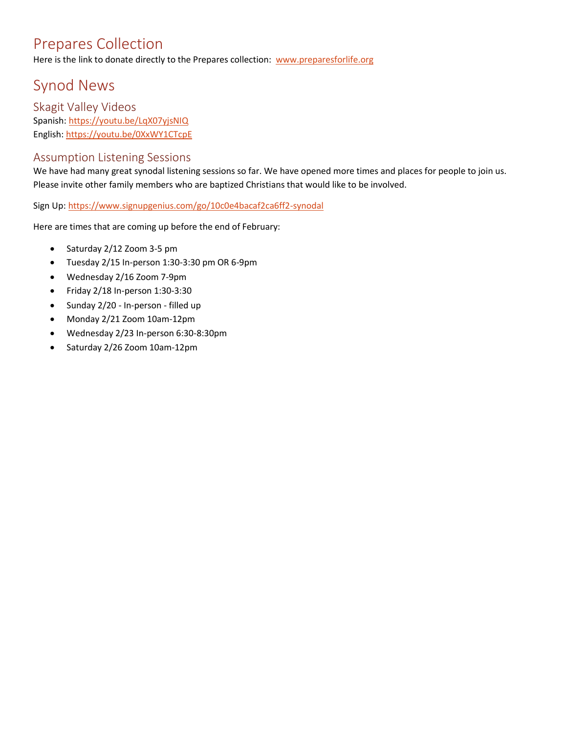# Prepares Collection

Here is the link to donate directly to the Prepares collection: [www.preparesforlife.org](www.preparesforlife.org)

# Synod News

## Skagit Valley Videos

Spanish: https://youtu.be/LqX07yjsNIQ
English: https://youtu.be/0XxWY1CTcpE

## Assumption Listening Sessions

We have had many great synodal listening sessions so far. We have opened more times and places for people to join us. Please invite other family members who are baptized Christians that would like to be involved.

Sign Up: https://www.signupgenius.com/go/10c0e4bacaf2ca6ff2-synodal

Here are times that are coming up before the end of February:

- Saturday 2/12 Zoom 3-5 pm
- Tuesday 2/15 In-person 1:30-3:30 pm OR 6-9pm
- Wednesday 2/16 Zoom 7-9pm
- Friday 2/18 In-person 1:30-3:30
- Sunday 2/20 - In-person - filled up
- Monday 2/21 Zoom 10am-12pm
- Wednesday 2/23 In-person 6:30-8:30pm
- Saturday 2/26 Zoom 10am-12pm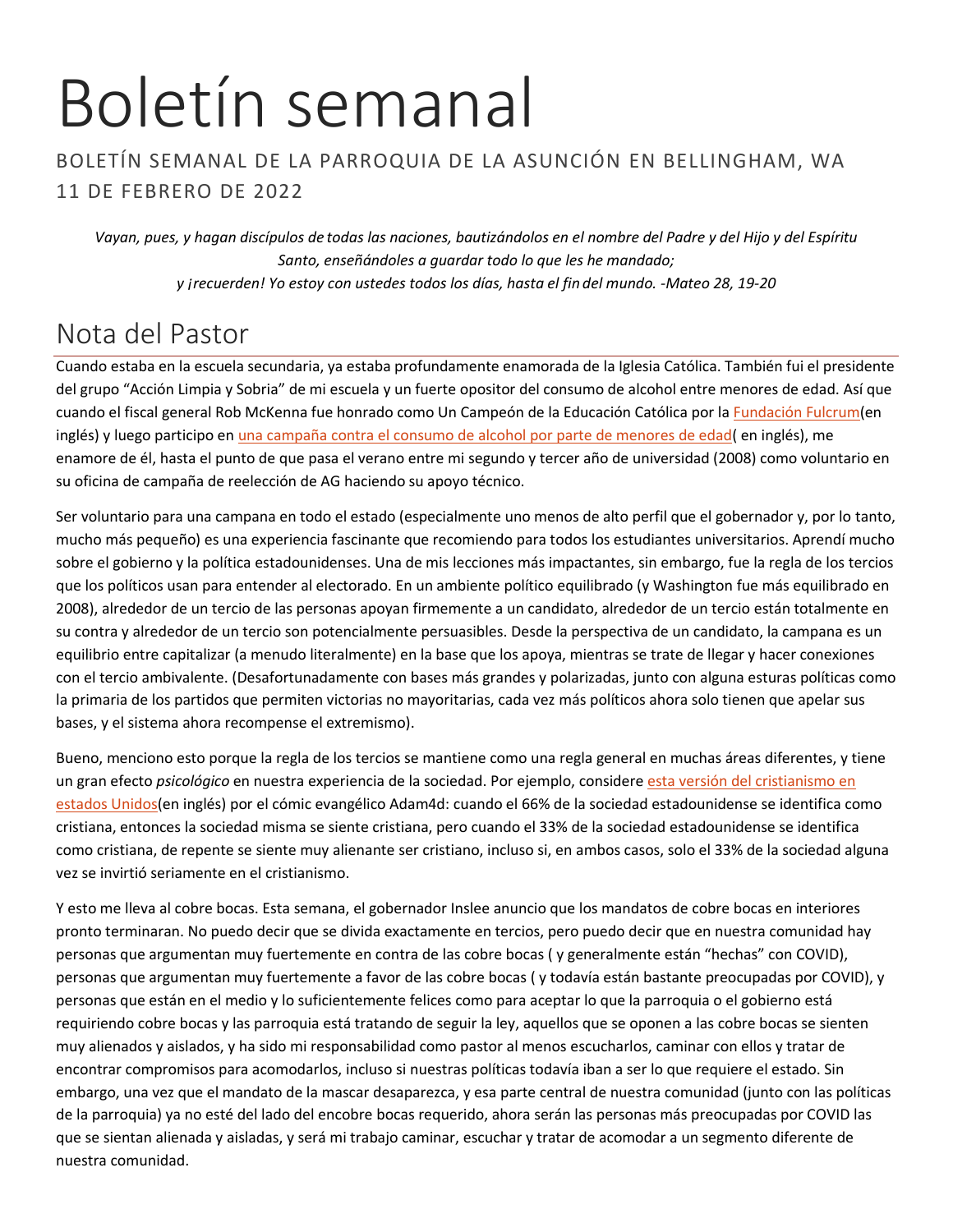# Boletín semanal

BOLETÍN SEMANAL DE LA PARROQUIA DE LA ASUNCIÓN EN BELLINGHAM, WA
11 DE FEBRERO DE 2022

*Vayan, pues, y hagan discípulos de todas las naciones, bautizándolos en el nombre del Padre y del Hijo y del Espíritu Santo, enseñándoles a guardar todo lo que les he mandado;*
*y ¡recuerden! Yo estoy con ustedes todos los días, hasta el fin del mundo. -Mateo 28, 19-20*

## Nota del Pastor

Cuando estaba en la escuela secundaria, ya estaba profundamente enamorada de la Iglesia Católica. También fui el presidente del grupo "Acción Limpia y Sobria" de mi escuela y un fuerte opositor del consumo de alcohol entre menores de edad. Así que cuando el fiscal general Rob McKenna fue honrado como Un Campeón de la Educación Católica por la Fundación Fulcrum(en inglés) y luego participo en una campaña contra el consumo de alcohol por parte de menores de edad( en inglés), me enamore de él, hasta el punto de que pasa el verano entre mi segundo y tercer año de universidad (2008) como voluntario en su oficina de campaña de reelección de AG haciendo su apoyo técnico.

Ser voluntario para una campana en todo el estado (especialmente uno menos de alto perfil que el gobernador y, por lo tanto, mucho más pequeño) es una experiencia fascinante que recomiendo para todos los estudiantes universitarios. Aprendí mucho sobre el gobierno y la política estadounidenses. Una de mis lecciones más impactantes, sin embargo, fue la regla de los tercios que los políticos usan para entender al electorado. En un ambiente político equilibrado (y Washington fue más equilibrado en 2008), alrededor de un tercio de las personas apoyan firmemente a un candidato, alrededor de un tercio están totalmente en su contra y alrededor de un tercio son potencialmente persuasibles. Desde la perspectiva de un candidato, la campana es un equilibrio entre capitalizar (a menudo literalmente) en la base que los apoya, mientras se trate de llegar y hacer conexiones con el tercio ambivalente. (Desafortunadamente con bases más grandes y polarizadas, junto con alguna esturas políticas como la primaria de los partidos que permiten victorias no mayoritarias, cada vez más políticos ahora solo tienen que apelar sus bases, y el sistema ahora recompense el extremismo).

Bueno, menciono esto porque la regla de los tercios se mantiene como una regla general en muchas áreas diferentes, y tiene un gran efecto *psicológico* en nuestra experiencia de la sociedad. Por ejemplo, considere esta versión del cristianismo en estados Unidos(en inglés) por el cómic evangélico Adam4d: cuando el 66% de la sociedad estadounidense se identifica como cristiana, entonces la sociedad misma se siente cristiana, pero cuando el 33% de la sociedad estadounidense se identifica como cristiana, de repente se siente muy alienante ser cristiano, incluso si, en ambos casos, solo el 33% de la sociedad alguna vez se invirtió seriamente en el cristianismo.

Y esto me lleva al cobre bocas. Esta semana, el gobernador Inslee anuncio que los mandatos de cobre bocas en interiores pronto terminaran. No puedo decir que se divida exactamente en tercios, pero puedo decir que en nuestra comunidad hay personas que argumentan muy fuertemente en contra de las cobre bocas ( y generalmente están "hechas" con COVID), personas que argumentan muy fuertemente a favor de las cobre bocas ( y todavía están bastante preocupadas por COVID), y personas que están en el medio y lo suficientemente felices como para aceptar lo que la parroquia o el gobierno está requiriendo cobre bocas y las parroquia está tratando de seguir la ley, aquellos que se oponen a las cobre bocas se sienten muy alienados y aislados, y ha sido mi responsabilidad como pastor al menos escucharlos, caminar con ellos y tratar de encontrar compromisos para acomodarlos, incluso si nuestras políticas todavía iban a ser lo que requiere el estado. Sin embargo, una vez que el mandato de la mascar desaparezca, y esa parte central de nuestra comunidad (junto con las políticas de la parroquia) ya no esté del lado del encobre bocas requerido, ahora serán las personas más preocupadas por COVID las que se sientan alienada y aisladas, y será mi trabajo caminar, escuchar y tratar de acomodar a un segmento diferente de nuestra comunidad.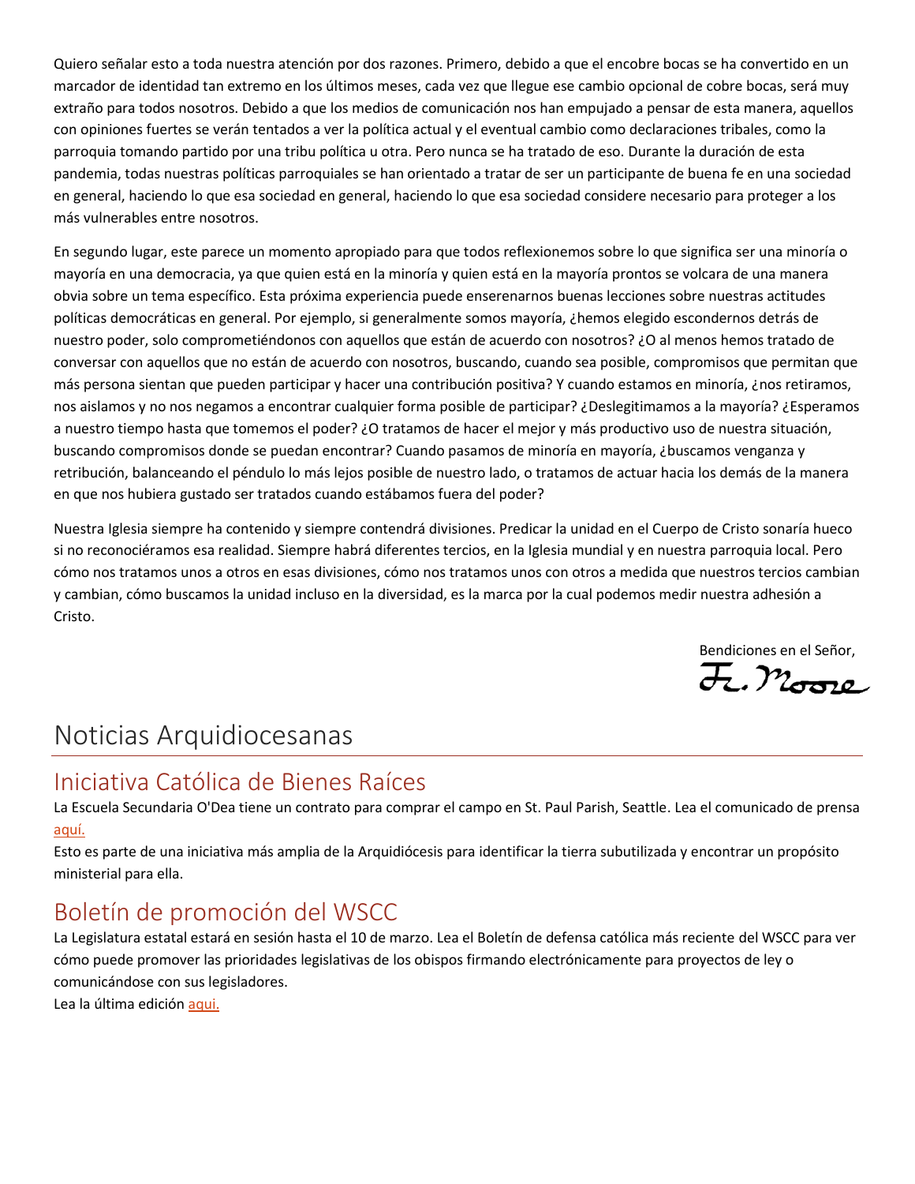Quiero señalar esto a toda nuestra atención por dos razones. Primero, debido a que el encobre bocas se ha convertido en un marcador de identidad tan extremo en los últimos meses, cada vez que llegue ese cambio opcional de cobre bocas, será muy extraño para todos nosotros. Debido a que los medios de comunicación nos han empujado a pensar de esta manera, aquellos con opiniones fuertes se verán tentados a ver la política actual y el eventual cambio como declaraciones tribales, como la parroquia tomando partido por una tribu política u otra. Pero nunca se ha tratado de eso. Durante la duración de esta pandemia, todas nuestras políticas parroquiales se han orientado a tratar de ser un participante de buena fe en una sociedad en general, haciendo lo que esa sociedad en general, haciendo lo que esa sociedad considere necesario para proteger a los más vulnerables entre nosotros.

En segundo lugar, este parece un momento apropiado para que todos reflexionemos sobre lo que significa ser una minoría o mayoría en una democracia, ya que quien está en la minoría y quien está en la mayoría prontos se volcara de una manera obvia sobre un tema específico. Esta próxima experiencia puede enserenarnos buenas lecciones sobre nuestras actitudes políticas democráticas en general. Por ejemplo, si generalmente somos mayoría, ¿hemos elegido escondernos detrás de nuestro poder, solo comprometiéndonos con aquellos que están de acuerdo con nosotros? ¿O al menos hemos tratado de conversar con aquellos que no están de acuerdo con nosotros, buscando, cuando sea posible, compromisos que permitan que más persona sientan que pueden participar y hacer una contribución positiva? Y cuando estamos en minoría, ¿nos retiramos, nos aislamos y no nos negamos a encontrar cualquier forma posible de participar? ¿Deslegitimamos a la mayoría? ¿Esperamos a nuestro tiempo hasta que tomemos el poder? ¿O tratamos de hacer el mejor y más productivo uso de nuestra situación, buscando compromisos donde se puedan encontrar? Cuando pasamos de minoría en mayoría, ¿buscamos venganza y retribución, balanceando el péndulo lo más lejos posible de nuestro lado, o tratamos de actuar hacia los demás de la manera en que nos hubiera gustado ser tratados cuando estábamos fuera del poder?

Nuestra Iglesia siempre ha contenido y siempre contendrá divisiones. Predicar la unidad en el Cuerpo de Cristo sonaría hueco si no reconociéramos esa realidad. Siempre habrá diferentes tercios, en la Iglesia mundial y en nuestra parroquia local. Pero cómo nos tratamos unos a otros en esas divisiones, cómo nos tratamos unos con otros a medida que nuestros tercios cambian y cambian, cómo buscamos la unidad incluso en la diversidad, es la marca por la cual podemos medir nuestra adhesión a Cristo.

Bendiciones en el Señor,
Fr. Moore

# Noticias Arquidiocesanas

## Iniciativa Católica de Bienes Raíces

La Escuela Secundaria O'Dea tiene un contrato para comprar el campo en St. Paul Parish, Seattle. Lea el comunicado de prensa aquí.
Esto es parte de una iniciativa más amplia de la Arquidiócesis para identificar la tierra subutilizada y encontrar un propósito ministerial para ella.

## Boletín de promoción del WSCC

La Legislatura estatal estará en sesión hasta el 10 de marzo. Lea el Boletín de defensa católica más reciente del WSCC para ver cómo puede promover las prioridades legislativas de los obispos firmando electrónicamente para proyectos de ley o comunicándose con sus legisladores.
Lea la última edición aqui.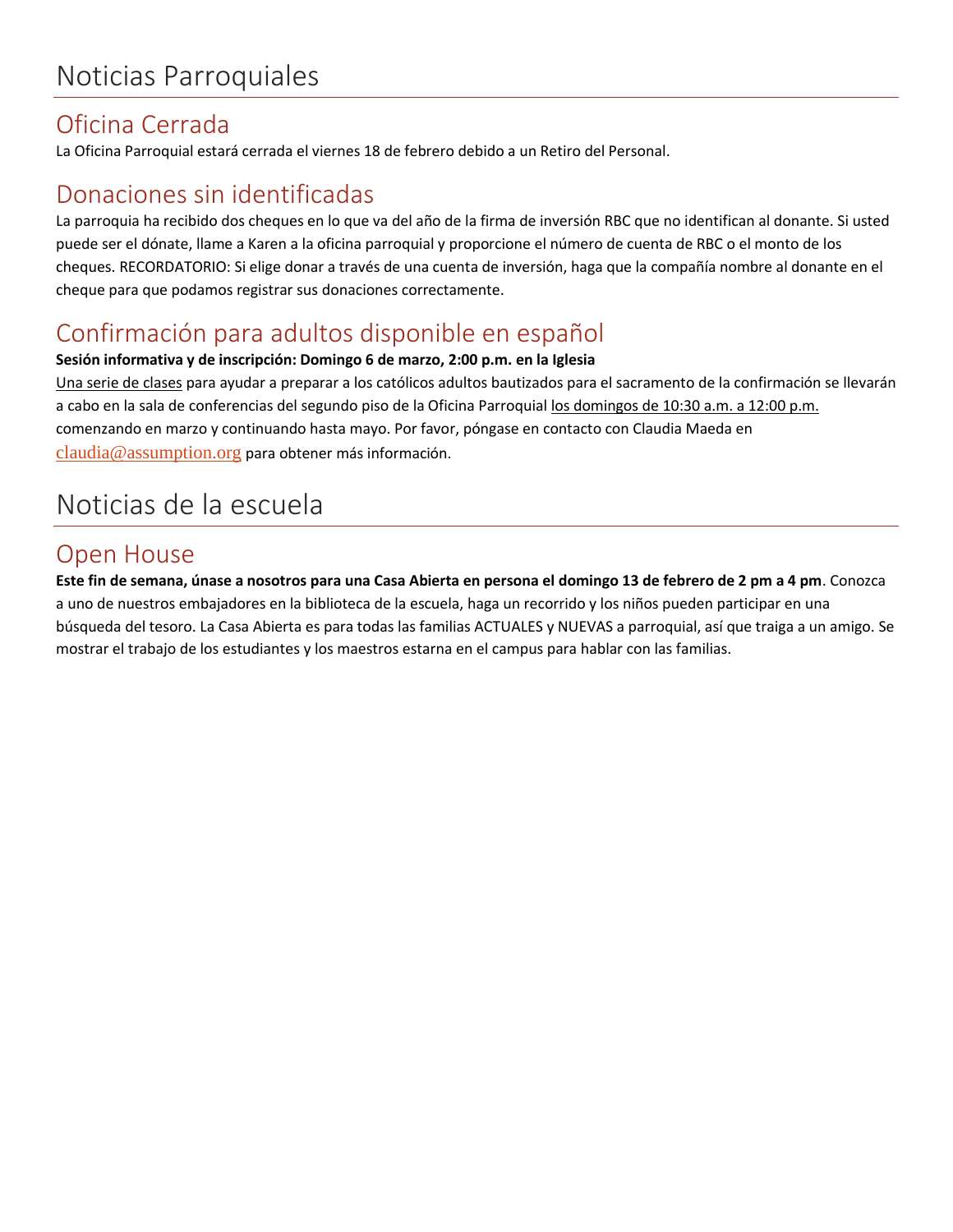# Noticias Parroquiales

## Oficina Cerrada

La Oficina Parroquial estará cerrada el viernes 18 de febrero debido a un Retiro del Personal.

## Donaciones sin identificadas

La parroquia ha recibido dos cheques en lo que va del año de la firma de inversión RBC que no identifican al donante. Si usted puede ser el dónate, llame a Karen a la oficina parroquial y proporcione el número de cuenta de RBC o el monto de los cheques. RECORDATORIO: Si elige donar a través de una cuenta de inversión, haga que la compañía nombre al donante en el cheque para que podamos registrar sus donaciones correctamente.

## Confirmación para adultos disponible en español

**Sesión informativa y de inscripción: Domingo 6 de marzo, 2:00 p.m. en la Iglesia**

Una serie de clases para ayudar a preparar a los católicos adultos bautizados para el sacramento de la confirmación se llevarán a cabo en la sala de conferencias del segundo piso de la Oficina Parroquial los domingos de 10:30 a.m. a 12:00 p.m. comenzando en marzo y continuando hasta mayo. Por favor, póngase en contacto con Claudia Maeda en claudia@assumption.org para obtener más información.

# Noticias de la escuela

## Open House

**Este fin de semana, únase a nosotros para una Casa Abierta en persona el domingo 13 de febrero de 2 pm a 4 pm**. Conozca a uno de nuestros embajadores en la biblioteca de la escuela, haga un recorrido y los niños pueden participar en una búsqueda del tesoro. La Casa Abierta es para todas las familias ACTUALES y NUEVAS a parroquial, así que traiga a un amigo. Se mostrar el trabajo de los estudiantes y los maestros estarna en el campus para hablar con las familias.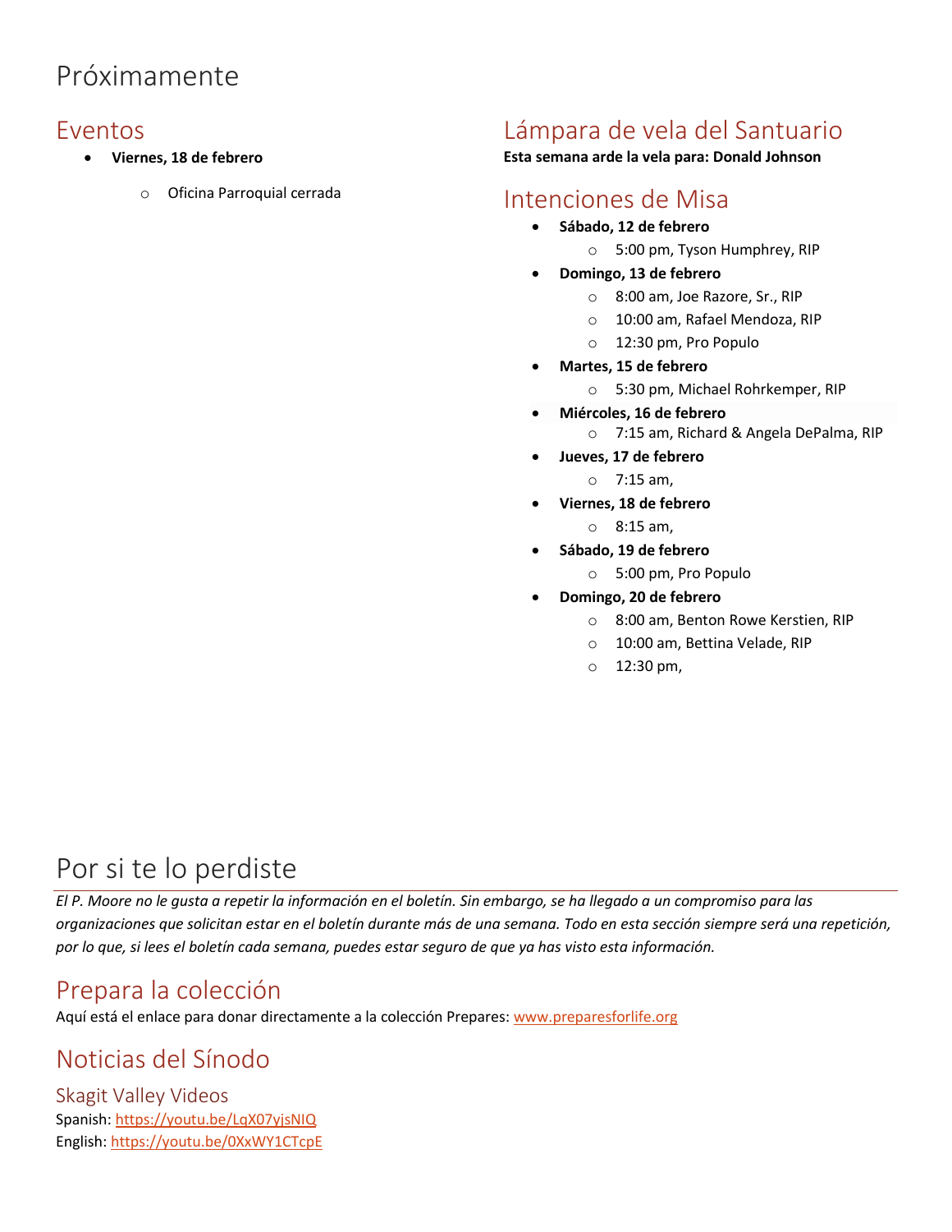# Próximamente

## Eventos

- **Viernes, 18 de febrero**
  - Oficina Parroquial cerrada

## Lámpara de vela del Santuario

**Esta semana arde la vela para: Donald Johnson**

## Intenciones de Misa

- **Sábado, 12 de febrero**
  - 5:00 pm, Tyson Humphrey, RIP
- **Domingo, 13 de febrero**
  - 8:00 am, Joe Razore, Sr., RIP
  - 10:00 am, Rafael Mendoza, RIP
  - 12:30 pm, Pro Populo
- **Martes, 15 de febrero**
  - 5:30 pm, Michael Rohrkemper, RIP
- **Miércoles, 16 de febrero**
  - 7:15 am, Richard & Angela DePalma, RIP
- **Jueves, 17 de febrero**
  - 7:15 am,
- **Viernes, 18 de febrero**
  - 8:15 am,
- **Sábado, 19 de febrero**
  - 5:00 pm, Pro Populo
- **Domingo, 20 de febrero**
  - 8:00 am, Benton Rowe Kerstien, RIP
  - 10:00 am, Bettina Velade, RIP
  - 12:30 pm,

# Por si te lo perdiste

*El P. Moore no le gusta a repetir la información en el boletín. Sin embargo, se ha llegado a un compromiso para las organizaciones que solicitan estar en el boletín durante más de una semana. Todo en esta sección siempre será una repetición, por lo que, si lees el boletín cada semana, puedes estar seguro de que ya has visto esta información.*

## Prepara la colección

Aquí está el enlace para donar directamente a la colección Prepares: www.preparesforlife.org

## Noticias del Sínodo

### Skagit Valley Videos

Spanish: https://youtu.be/LqX07yjsNIQ
English: https://youtu.be/0XxWY1CTcpE